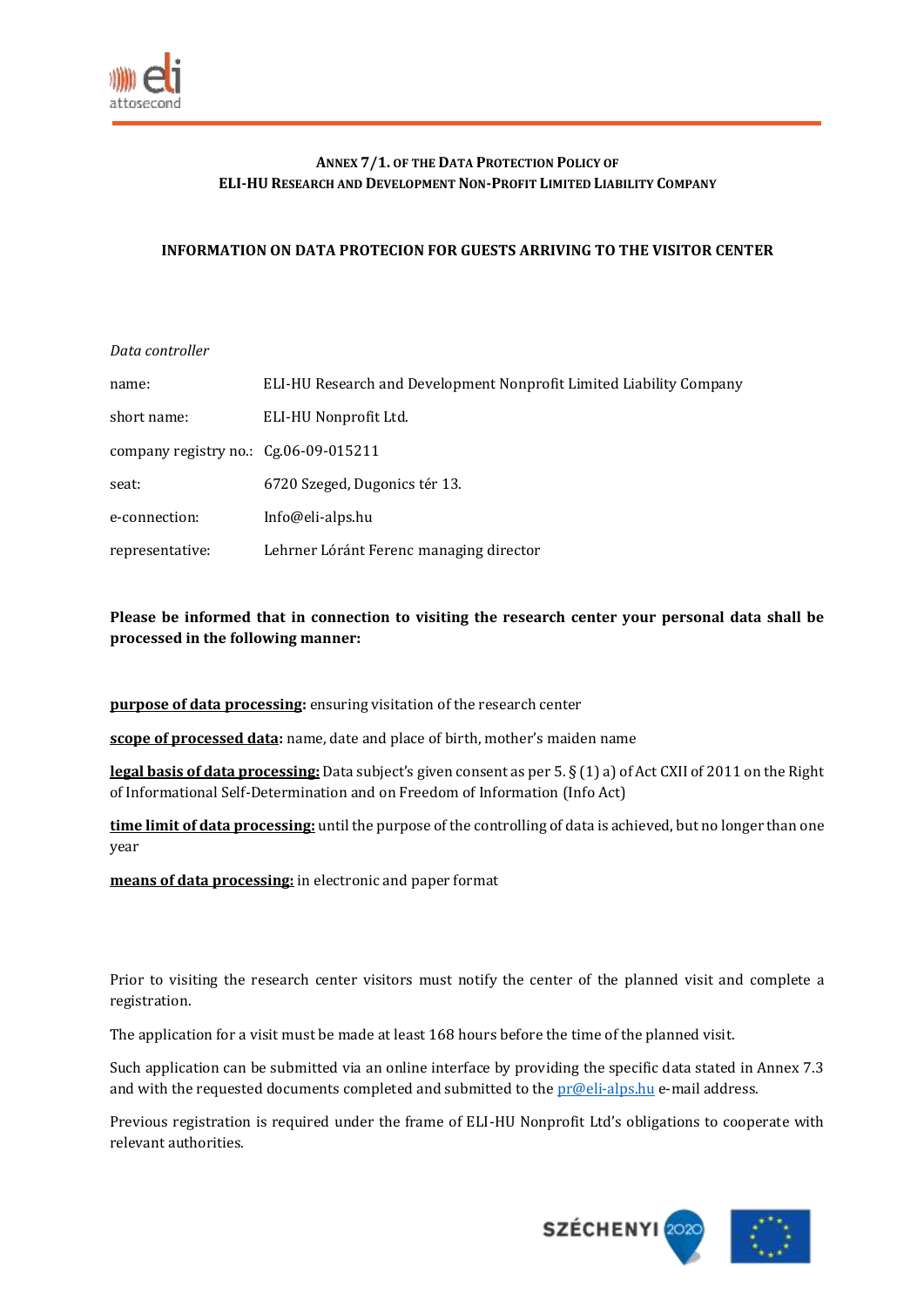# Annex 7/1. of the Data Protection Policy of ELI-HU Research and Development Non-Profit Limited Liability Company

## INFORMATION ON DATA PROTECION FOR GUESTS ARRIVING TO THE VISITOR CENTER

*Data controller*

| | |
|---|---|
| name: | ELI-HU Research and Development Nonprofit Limited Liability Company |
| short name: | ELI-HU Nonprofit Ltd. |
| company registry no.: | Cg.06-09-015211 |
| seat: | 6720 Szeged, Dugonics tér 13. |
| e-connection: | Info@eli-alps.hu |
| representative: | Lehrner Lóránt Ferenc managing director |

**Please be informed that in connection to visiting the research center your personal data shall be processed in the following manner:**

**purpose of data processing:** ensuring visitation of the research center

**scope of processed data:** name, date and place of birth, mother's maiden name

**legal basis of data processing:** Data subject's given consent as per 5. § (1) a) of Act CXII of 2011 on the Right of Informational Self-Determination and on Freedom of Information (Info Act)

**time limit of data processing:** until the purpose of the controlling of data is achieved, but no longer than one year

**means of data processing:** in electronic and paper format

Prior to visiting the research center visitors must notify the center of the planned visit and complete a registration.

The application for a visit must be made at least 168 hours before the time of the planned visit.

Such application can be submitted via an online interface by providing the specific data stated in Annex 7.3 and with the requested documents completed and submitted to the pr@eli-alps.hu e-mail address.

Previous registration is required under the frame of ELI-HU Nonprofit Ltd's obligations to cooperate with relevant authorities.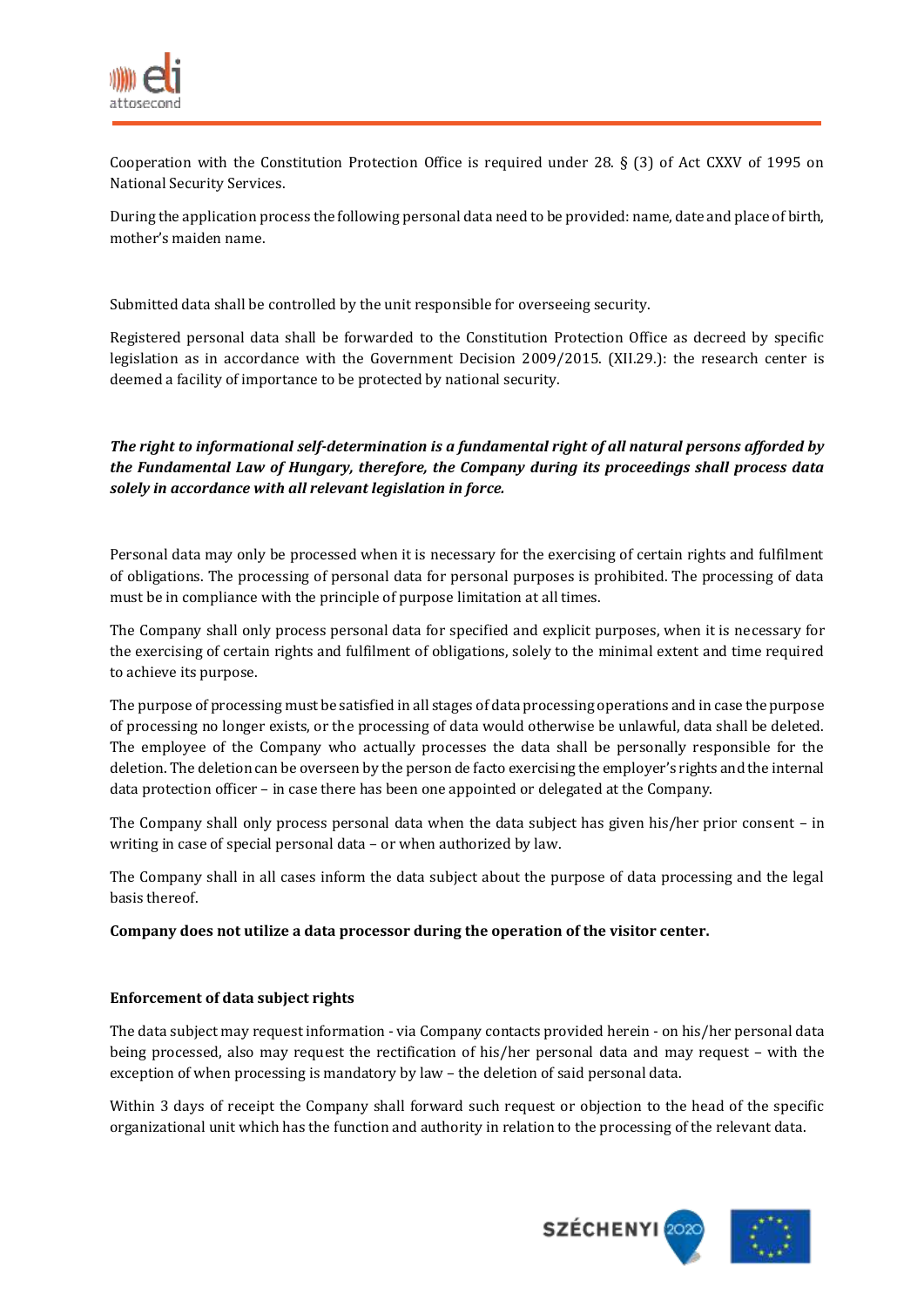Cooperation with the Constitution Protection Office is required under 28. § (3) of Act CXXV of 1995 on National Security Services.

During the application process the following personal data need to be provided: name, date and place of birth, mother's maiden name.

Submitted data shall be controlled by the unit responsible for overseeing security.

Registered personal data shall be forwarded to the Constitution Protection Office as decreed by specific legislation as in accordance with the Government Decision 2009/2015. (XII.29.): the research center is deemed a facility of importance to be protected by national security.

***The right to informational self-determination is a fundamental right of all natural persons afforded by the Fundamental Law of Hungary, therefore, the Company during its proceedings shall process data solely in accordance with all relevant legislation in force.***

Personal data may only be processed when it is necessary for the exercising of certain rights and fulfilment of obligations. The processing of personal data for personal purposes is prohibited. The processing of data must be in compliance with the principle of purpose limitation at all times.

The Company shall only process personal data for specified and explicit purposes, when it is necessary for the exercising of certain rights and fulfilment of obligations, solely to the minimal extent and time required to achieve its purpose.

The purpose of processing must be satisfied in all stages of data processing operations and in case the purpose of processing no longer exists, or the processing of data would otherwise be unlawful, data shall be deleted. The employee of the Company who actually processes the data shall be personally responsible for the deletion. The deletion can be overseen by the person de facto exercising the employer's rights and the internal data protection officer – in case there has been one appointed or delegated at the Company.

The Company shall only process personal data when the data subject has given his/her prior consent – in writing in case of special personal data – or when authorized by law.

The Company shall in all cases inform the data subject about the purpose of data processing and the legal basis thereof.

**Company does not utilize a data processor during the operation of the visitor center.**

**Enforcement of data subject rights**

The data subject may request information - via Company contacts provided herein - on his/her personal data being processed, also may request the rectification of his/her personal data and may request – with the exception of when processing is mandatory by law – the deletion of said personal data.

Within 3 days of receipt the Company shall forward such request or objection to the head of the specific organizational unit which has the function and authority in relation to the processing of the relevant data.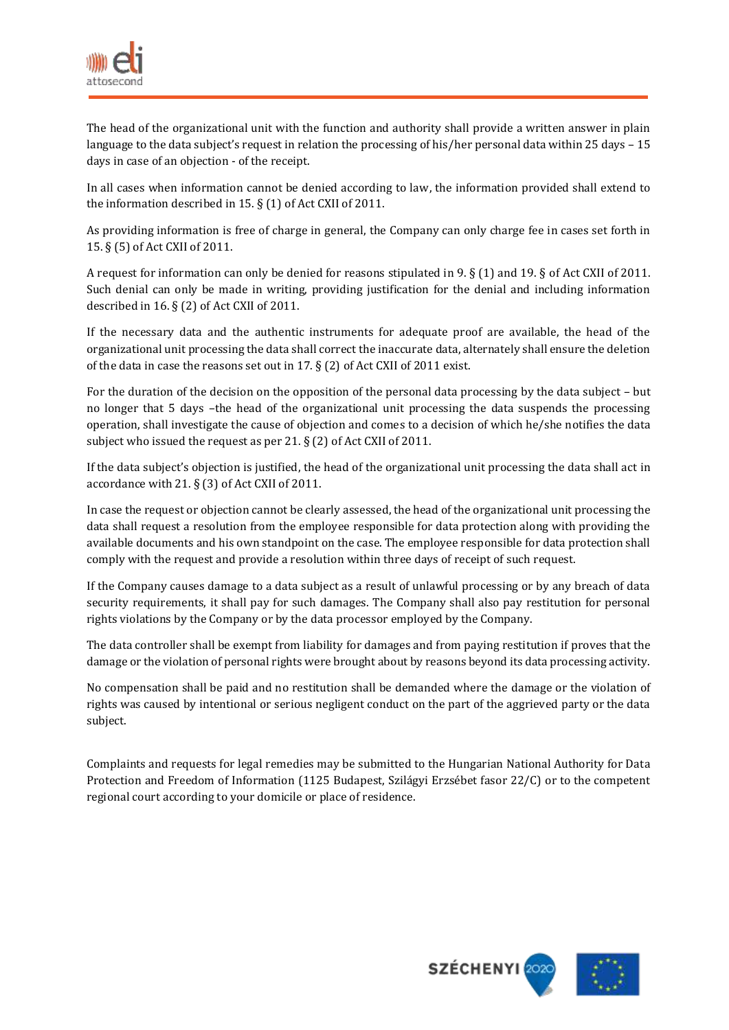The head of the organizational unit with the function and authority shall provide a written answer in plain language to the data subject's request in relation the processing of his/her personal data within 25 days – 15 days in case of an objection - of the receipt.

In all cases when information cannot be denied according to law, the information provided shall extend to the information described in 15. § (1) of Act CXII of 2011.

As providing information is free of charge in general, the Company can only charge fee in cases set forth in 15. § (5) of Act CXII of 2011.

A request for information can only be denied for reasons stipulated in 9. § (1) and 19. § of Act CXII of 2011. Such denial can only be made in writing, providing justification for the denial and including information described in 16. § (2) of Act CXII of 2011.

If the necessary data and the authentic instruments for adequate proof are available, the head of the organizational unit processing the data shall correct the inaccurate data, alternately shall ensure the deletion of the data in case the reasons set out in 17. § (2) of Act CXII of 2011 exist.

For the duration of the decision on the opposition of the personal data processing by the data subject – but no longer that 5 days –the head of the organizational unit processing the data suspends the processing operation, shall investigate the cause of objection and comes to a decision of which he/she notifies the data subject who issued the request as per 21. § (2) of Act CXII of 2011.

If the data subject's objection is justified, the head of the organizational unit processing the data shall act in accordance with 21. § (3) of Act CXII of 2011.

In case the request or objection cannot be clearly assessed, the head of the organizational unit processing the data shall request a resolution from the employee responsible for data protection along with providing the available documents and his own standpoint on the case. The employee responsible for data protection shall comply with the request and provide a resolution within three days of receipt of such request.

If the Company causes damage to a data subject as a result of unlawful processing or by any breach of data security requirements, it shall pay for such damages. The Company shall also pay restitution for personal rights violations by the Company or by the data processor employed by the Company.

The data controller shall be exempt from liability for damages and from paying restitution if proves that the damage or the violation of personal rights were brought about by reasons beyond its data processing activity.

No compensation shall be paid and no restitution shall be demanded where the damage or the violation of rights was caused by intentional or serious negligent conduct on the part of the aggrieved party or the data subject.

Complaints and requests for legal remedies may be submitted to the Hungarian National Authority for Data Protection and Freedom of Information (1125 Budapest, Szilágyi Erzsébet fasor 22/C) or to the competent regional court according to your domicile or place of residence.